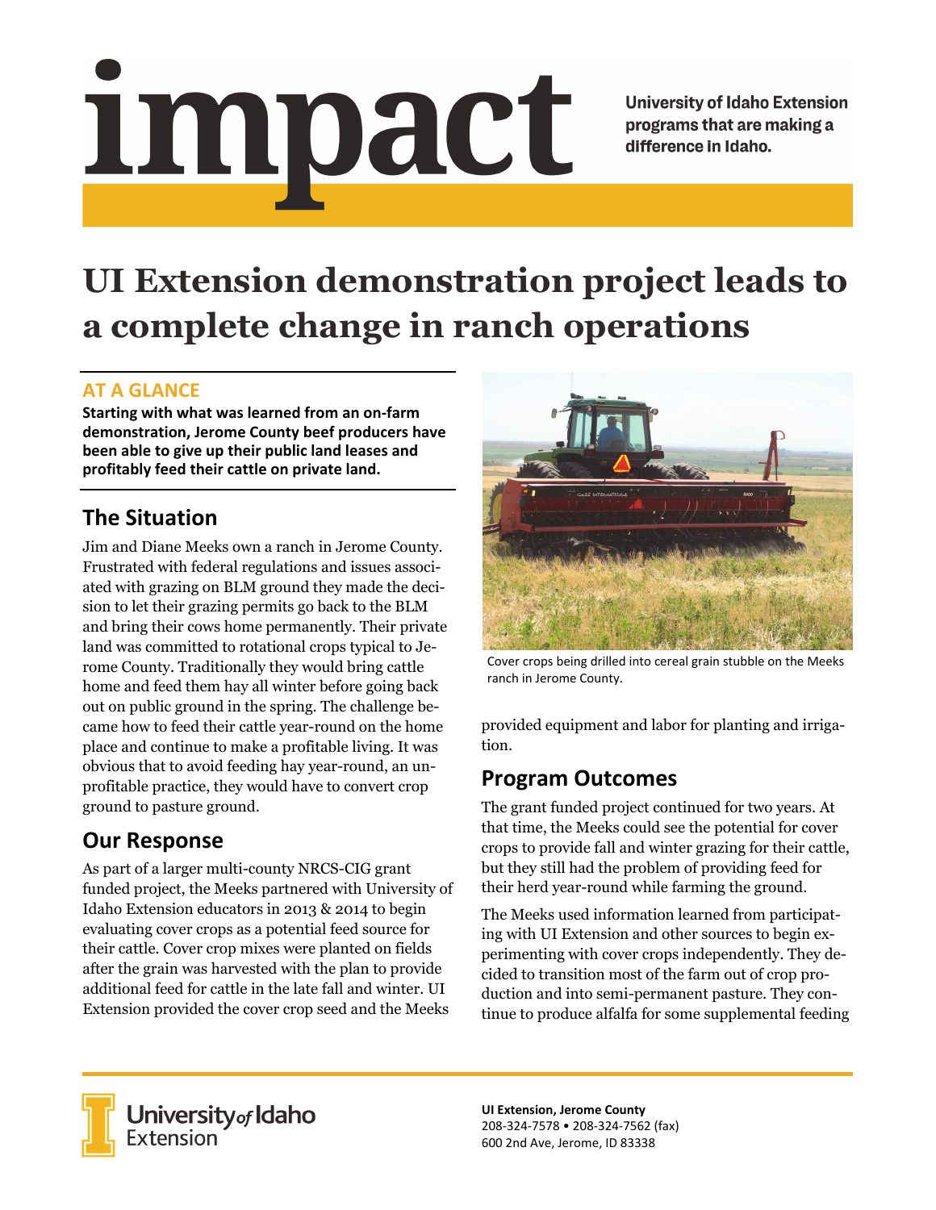# impact

University of Idaho Extension programs that are making a difference in Idaho.

# UI Extension demonstration project leads to a complete change in ranch operations

## AT A GLANCE

**Starting with what was learned from an on-farm demonstration, Jerome County beef producers have been able to give up their public land leases and profitably feed their cattle on private land.**

## The Situation

Jim and Diane Meeks own a ranch in Jerome County. Frustrated with federal regulations and issues associated with grazing on BLM ground they made the decision to let their grazing permits go back to the BLM and bring their cows home permanently. Their private land was committed to rotational crops typical to Jerome County. Traditionally they would bring cattle home and feed them hay all winter before going back out on public ground in the spring. The challenge became how to feed their cattle year-round on the home place and continue to make a profitable living. It was obvious that to avoid feeding hay year-round, an unprofitable practice, they would have to convert crop ground to pasture ground.

## Our Response

As part of a larger multi-county NRCS-CIG grant funded project, the Meeks partnered with University of Idaho Extension educators in 2013 & 2014 to begin evaluating cover crops as a potential feed source for their cattle. Cover crop mixes were planted on fields after the grain was harvested with the plan to provide additional feed for cattle in the late fall and winter. UI Extension provided the cover crop seed and the Meeks provided equipment and labor for planting and irrigation.

Cover crops being drilled into cereal grain stubble on the Meeks ranch in Jerome County.

## Program Outcomes

The grant funded project continued for two years. At that time, the Meeks could see the potential for cover crops to provide fall and winter grazing for their cattle, but they still had the problem of providing feed for their herd year-round while farming the ground.

The Meeks used information learned from participating with UI Extension and other sources to begin experimenting with cover crops independently. They decided to transition most of the farm out of crop production and into semi-permanent pasture. They continue to produce alfalfa for some supplemental feeding

University of Idaho Extension

**UI Extension, Jerome County**
208-324-7578 • 208-324-7562 (fax)
600 2nd Ave, Jerome, ID 83338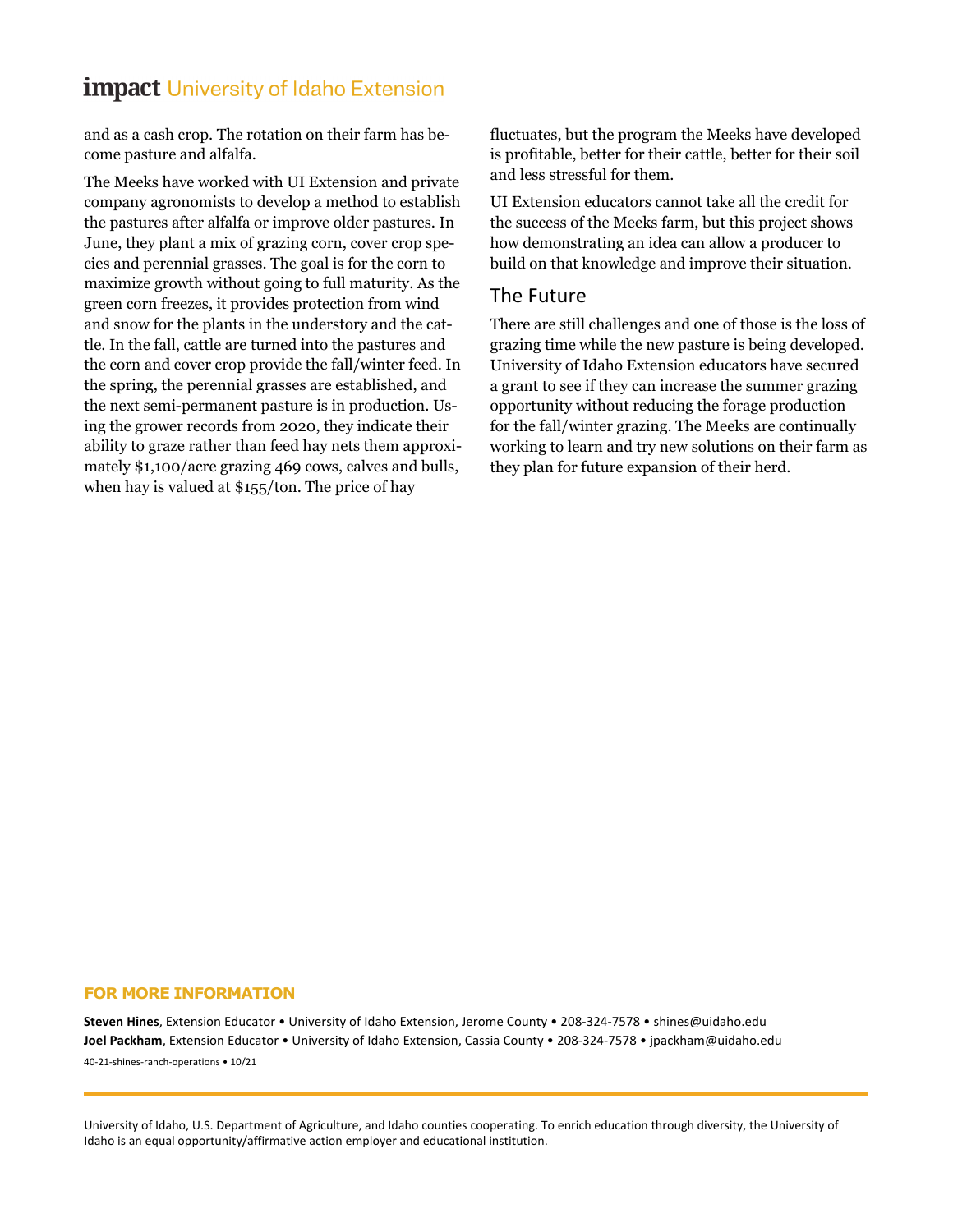and as a cash crop. The rotation on their farm has become pasture and alfalfa.

The Meeks have worked with UI Extension and private company agronomists to develop a method to establish the pastures after alfalfa or improve older pastures. In June, they plant a mix of grazing corn, cover crop species and perennial grasses. The goal is for the corn to maximize growth without going to full maturity. As the green corn freezes, it provides protection from wind and snow for the plants in the understory and the cattle. In the fall, cattle are turned into the pastures and the corn and cover crop provide the fall/winter feed. In the spring, the perennial grasses are established, and the next semi-permanent pasture is in production. Using the grower records from 2020, they indicate their ability to graze rather than feed hay nets them approximately $1,100/acre grazing 469 cows, calves and bulls, when hay is valued at $155/ton. The price of hay fluctuates, but the program the Meeks have developed is profitable, better for their cattle, better for their soil and less stressful for them.

UI Extension educators cannot take all the credit for the success of the Meeks farm, but this project shows how demonstrating an idea can allow a producer to build on that knowledge and improve their situation.

## The Future

There are still challenges and one of those is the loss of grazing time while the new pasture is being developed. University of Idaho Extension educators have secured a grant to see if they can increase the summer grazing opportunity without reducing the forage production for the fall/winter grazing. The Meeks are continually working to learn and try new solutions on their farm as they plan for future expansion of their herd.

### FOR MORE INFORMATION

**Steven Hines**, Extension Educator • University of Idaho Extension, Jerome County • 208-324-7578 • shines@uidaho.edu

**Joel Packham**, Extension Educator • University of Idaho Extension, Cassia County • 208-324-7578 • jpackham@uidaho.edu

40-21-shines-ranch-operations • 10/21

University of Idaho, U.S. Department of Agriculture, and Idaho counties cooperating. To enrich education through diversity, the University of Idaho is an equal opportunity/affirmative action employer and educational institution.